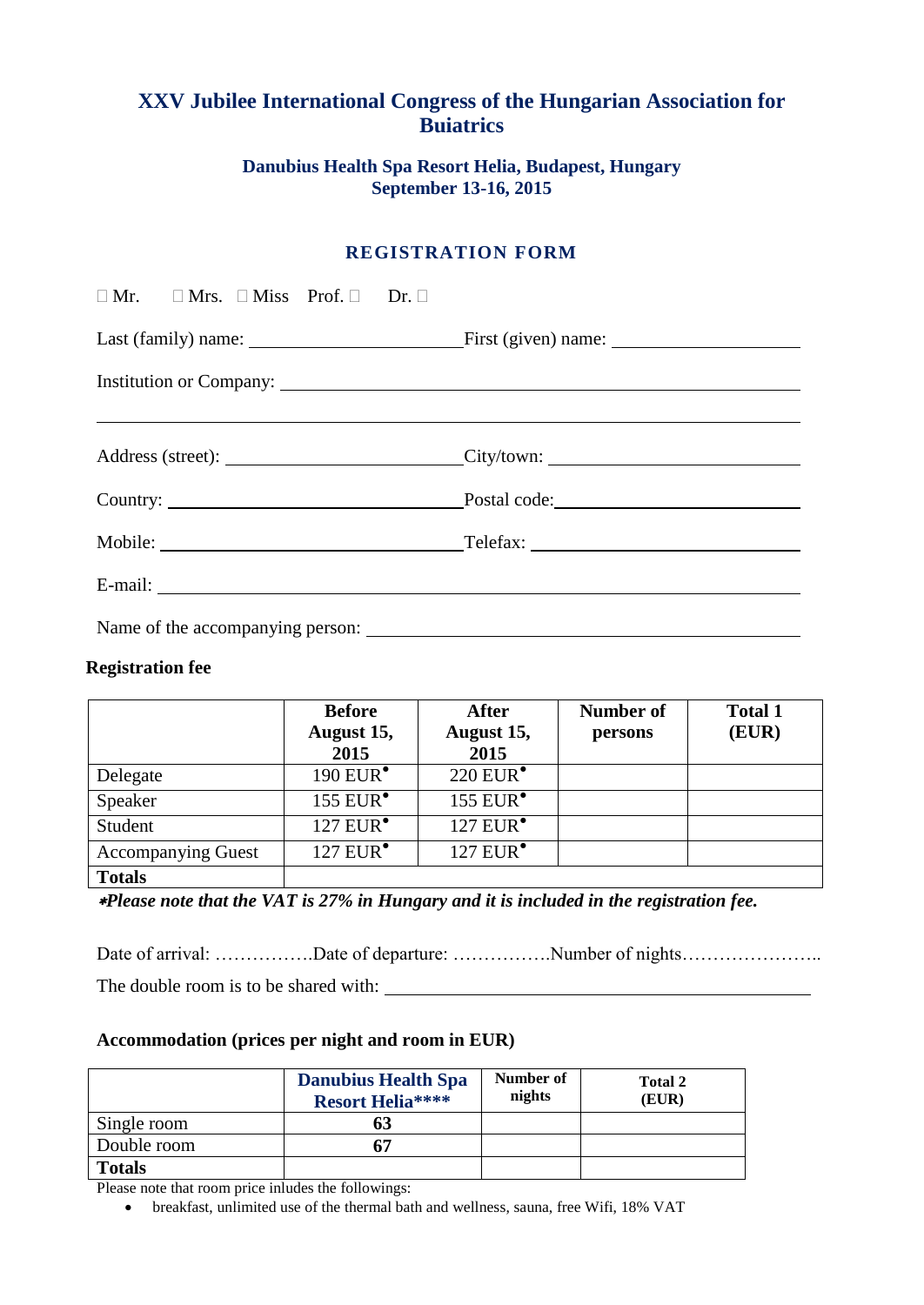# XXV Jubilee International Congress of the Hungarian Association for Buiatrics

### Danubius Health Spa Resort Helia, Budapest, Hungary
### September 13-16, 2015

## REGISTRATION FORM

☐ Mr. ☐ Mrs. ☐ Miss Prof. ☐ Dr. ☐

Last (family) name: ______________________ First (given) name: ____________________

Institution or Company: ____________________________________________________

____________________________________________________________________________

Address (street): ________________________ City/town: __________________________

Country: ______________________________ Postal code: ___________________________

Mobile: _______________________________ Telefax: ______________________________

E-mail: ______________________________________________________________________

Name of the accompanying person: _____________________________________________

**Registration fee**

| | Before August 15, 2015 | After August 15, 2015 | Number of persons | Total 1 (EUR) |
|---|---|---|---|---|
| Delegate | 190 EUR* | 220 EUR* | | |
| Speaker | 155 EUR* | 155 EUR* | | |
| Student | 127 EUR* | 127 EUR* | | |
| Accompanying Guest | 127 EUR* | 127 EUR* | | |
| **Totals** | | | | |

****Please note that the VAT is 27% in Hungary and it is included in the registration fee.***

Date of arrival: …………….Date of departure: …………….Number of nights…………………..

The double room is to be shared with: _______________________________________

**Accommodation (prices per night and room in EUR)**

| | Danubius Health Spa Resort Helia**** | Number of nights | Total 2 (EUR) |
|---|---|---|---|
| Single room | **63** | | |
| Double room | **67** | | |
| **Totals** | | | |

Please note that room price inludes the followings:

- breakfast, unlimited use of the thermal bath and wellness, sauna, free Wifi, 18% VAT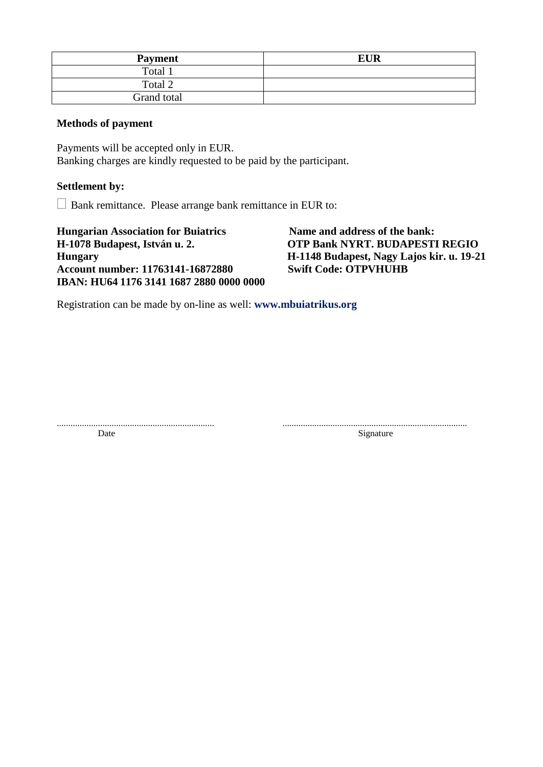| Payment | EUR |
| --- | --- |
| Total 1 | |
| Total 2 | |
| Grand total | |

**Methods of payment**

Payments will be accepted only in EUR.
Banking charges are kindly requested to be paid by the participant.

**Settlement by:**

☐ Bank remittance. Please arrange bank remittance in EUR to:

**Hungarian Association for Buiatrics**
**H-1078 Budapest, István u. 2.**
**Hungary**
**Account number: 11763141-16872880**
**IBAN: HU64 1176 3141 1687 2880 0000 0000**

**Name and address of the bank:**
**OTP Bank NYRT. BUDAPESTI REGIO**
**H-1148 Budapest, Nagy Lajos kir. u. 19-21**
**Swift Code: OTPVHUHB**

Registration can be made by on-line as well: **www.mbuiatrikus.org**

.................................................................... Date

................................................................................ Signature